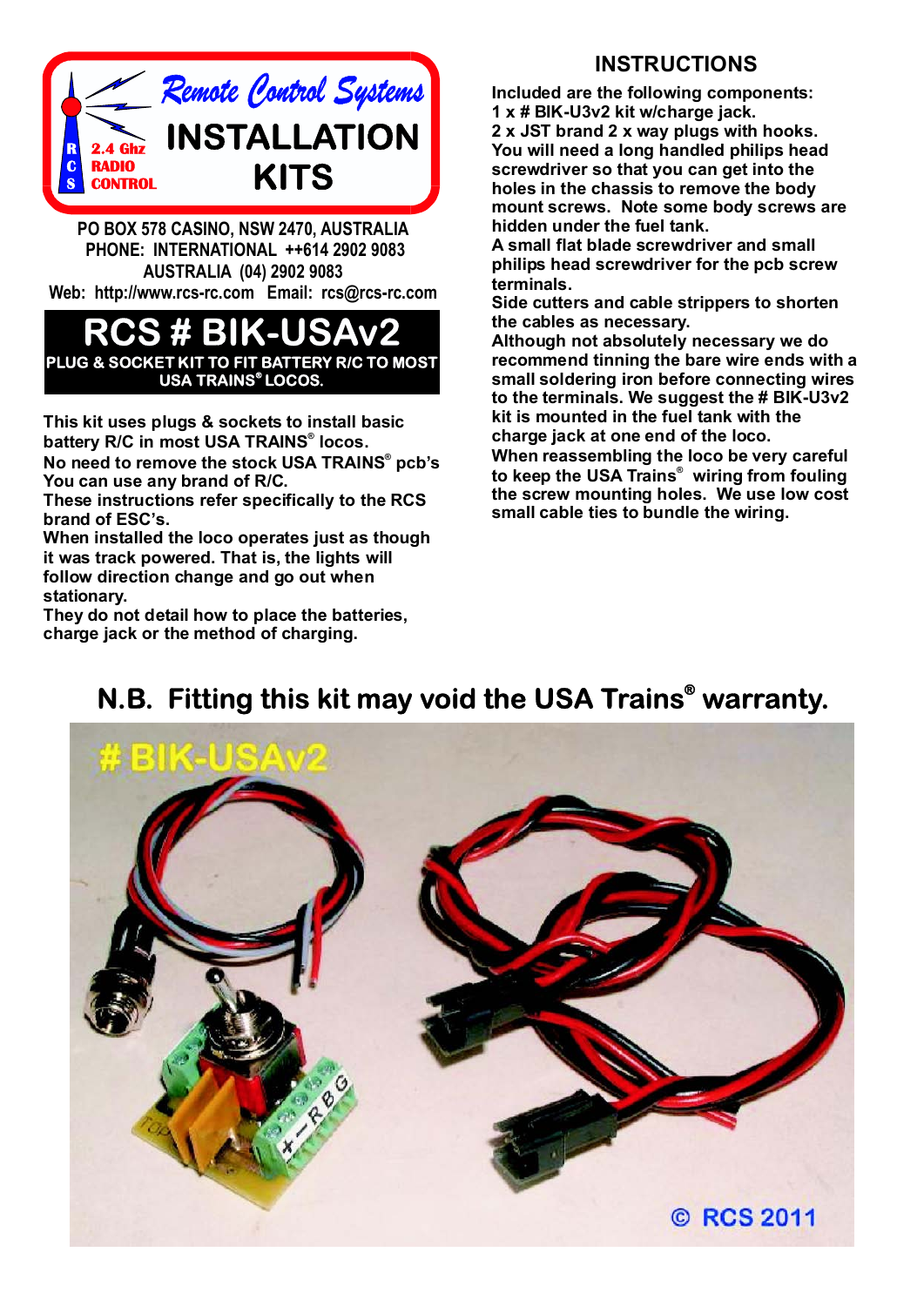# Remote Control Systems INSTALLATION KITS

RCS 2.4 Ghz RADIO CONTROL

PO BOX 578 CASINO, NSW 2470, AUSTRALIA
PHONE: INTERNATIONAL ++614 2902 9083
AUSTRALIA (04) 2902 9083
Web: http://www.rcs-rc.com Email: rcs@rcs-rc.com

# RCS # BIK-USAv2

**PLUG & SOCKET KIT TO FIT BATTERY R/C TO MOST USA TRAINS® LOCOS.**

This kit uses plugs & sockets to install basic battery R/C in most USA TRAINS® locos.
No need to remove the stock USA TRAINS® pcb's
You can use any brand of R/C.
These instructions refer specifically to the RCS brand of ESC's.
When installed the loco operates just as though it was track powered. That is, the lights will follow direction change and go out when stationary.
They do not detail how to place the batteries, charge jack or the method of charging.

## INSTRUCTIONS

Included are the following components:
1 x # BIK-U3v2 kit w/charge jack.
2 x JST brand 2 x way plugs with hooks.
You will need a long handled philips head screwdriver so that you can get into the holes in the chassis to remove the body mount screws. Note some body screws are hidden under the fuel tank.
A small flat blade screwdriver and small philips head screwdriver for the pcb screw terminals.
Side cutters and cable strippers to shorten the cables as necessary.
Although not absolutely necessary we do recommend tinning the bare wire ends with a small soldering iron before connecting wires to the terminals. We suggest the # BIK-U3v2 kit is mounted in the fuel tank with the charge jack at one end of the loco.
When reassembling the loco be very careful to keep the USA Trains® wiring from fouling the screw mounting holes. We use low cost small cable ties to bundle the wiring.

## N.B. Fitting this kit may void the USA Trains® warranty.

# BIK-USAv2

© RCS 2011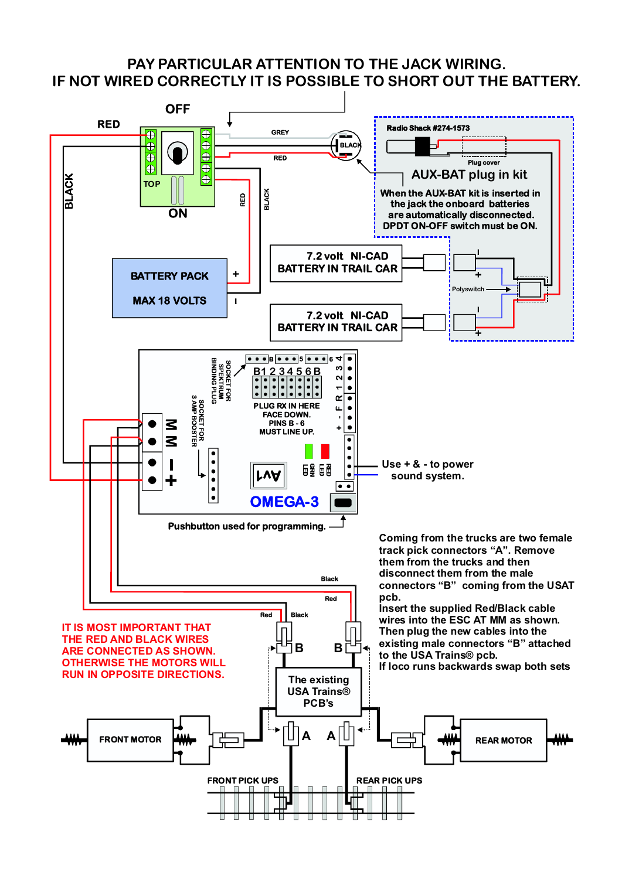# PAY PARTICULAR ATTENTION TO THE JACK WIRING.
# IF NOT WIRED CORRECTLY IT IS POSSIBLE TO SHORT OUT THE BATTERY.

OFF

RED

TOP

ON

BLACK

GREY

RED

BLACK

RED

BLACK

Radio Shack #274-1573

Plug cover

AUX-BAT plug in kit

When the AUX-BAT kit is inserted in the jack the onboard batteries are automatically disconnected. DPDT ON-OFF switch must be ON.

BATTERY PACK

MAX 18 VOLTS

7.2 volt NI-CAD BATTERY IN TRAIL CAR

7.2 volt NI-CAD BATTERY IN TRAIL CAR

Polyswitch

SOCKET FOR SPEKTRUM BINDING PLUG

SOCKET FOR 3 AMP BOOSTER

B1 2 3 4 5 6 B

PLUG RX IN HERE FACE DOWN. PINS B - 6 MUST LINE UP.

GRN LED

RED LED

M M

− +

OMEGA-3

Use + & - to power sound system.

Pushbutton used for programming.

Coming from the trucks are two female track pick connectors "A". Remove them from the trucks and then disconnect them from the male connectors "B" coming from the USAT pcb.
Insert the supplied Red/Black cable wires into the ESC AT MM as shown.
Then plug the new cables into the existing male connectors "B" attached to the USA Trains® pcb.
If loco runs backwards swap both sets

Black

Red

Red

Black

IT IS MOST IMPORTANT THAT THE RED AND BLACK WIRES ARE CONNECTED AS SHOWN. OTHERWISE THE MOTORS WILL RUN IN OPPOSITE DIRECTIONS.

B

B

The existing USA Trains® PCB's

A

A

FRONT MOTOR

REAR MOTOR

FRONT PICK UPS

REAR PICK UPS